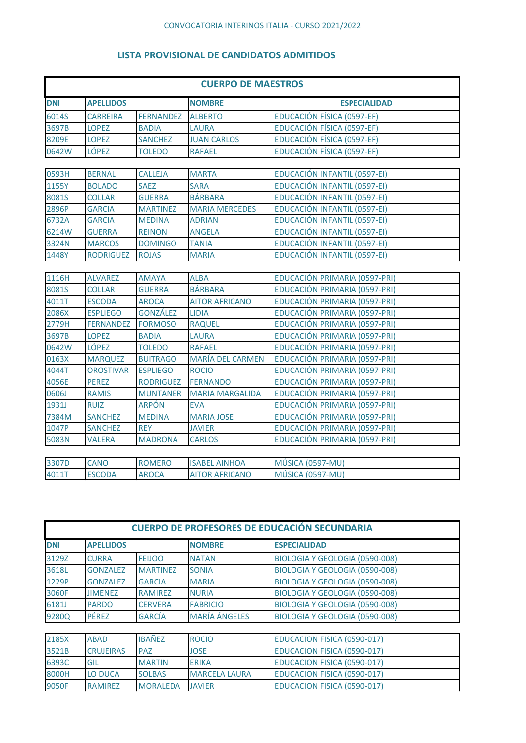CONVOCATORIA INTERINOS ITALIA - CURSO 2021/2022

## LISTA PROVISIONAL DE CANDIDATOS ADMITIDOS

### CUERPO DE MAESTROS

| DNI | APELLIDOS | | NOMBRE | ESPECIALIDAD |
|---|---|---|---|---|
| 6014S | CARREIRA | FERNANDEZ | ALBERTO | EDUCACIÓN FÍSICA (0597-EF) |
| 3697B | LOPEZ | BADIA | LAURA | EDUCACIÓN FÍSICA (0597-EF) |
| 8209E | LOPEZ | SANCHEZ | JUAN CARLOS | EDUCACIÓN FÍSICA (0597-EF) |
| 0642W | LÓPEZ | TOLEDO | RAFAEL | EDUCACIÓN FÍSICA (0597-EF) |
| | | | | |
| 0593H | BERNAL | CALLEJA | MARTA | EDUCACIÓN INFANTIL (0597-EI) |
| 1155Y | BOLADO | SAEZ | SARA | EDUCACIÓN INFANTIL (0597-EI) |
| 8081S | COLLAR | GUERRA | BÁRBARA | EDUCACIÓN INFANTIL (0597-EI) |
| 2896P | GARCIA | MARTINEZ | MARIA MERCEDES | EDUCACIÓN INFANTIL (0597-EI) |
| 6732A | GARCIA | MEDINA | ADRIAN | EDUCACIÓN INFANTIL (0597-EI) |
| 6214W | GUERRA | REINON | ANGELA | EDUCACIÓN INFANTIL (0597-EI) |
| 3324N | MARCOS | DOMINGO | TANIA | EDUCACIÓN INFANTIL (0597-EI) |
| 1448Y | RODRIGUEZ | ROJAS | MARIA | EDUCACIÓN INFANTIL (0597-EI) |
| | | | | |
| 1116H | ALVAREZ | AMAYA | ALBA | EDUCACIÓN PRIMARIA (0597-PRI) |
| 8081S | COLLAR | GUERRA | BÁRBARA | EDUCACIÓN PRIMARIA (0597-PRI) |
| 4011T | ESCODA | AROCA | AITOR AFRICANO | EDUCACIÓN PRIMARIA (0597-PRI) |
| 2086X | ESPLIEGO | GONZÁLEZ | LIDIA | EDUCACIÓN PRIMARIA (0597-PRI) |
| 2779H | FERNANDEZ | FORMOSO | RAQUEL | EDUCACIÓN PRIMARIA (0597-PRI) |
| 3697B | LOPEZ | BADIA | LAURA | EDUCACIÓN PRIMARIA (0597-PRI) |
| 0642W | LÓPEZ | TOLEDO | RAFAEL | EDUCACIÓN PRIMARIA (0597-PRI) |
| 0163X | MARQUEZ | BUITRAGO | MARÍA DEL CARMEN | EDUCACIÓN PRIMARIA (0597-PRI) |
| 4044T | OROSTIVAR | ESPLIEGO | ROCIO | EDUCACIÓN PRIMARIA (0597-PRI) |
| 4056E | PEREZ | RODRIGUEZ | FERNANDO | EDUCACIÓN PRIMARIA (0597-PRI) |
| 0606J | RAMIS | MUNTANER | MARIA MARGALIDA | EDUCACIÓN PRIMARIA (0597-PRI) |
| 1931J | RUIZ | ARPÓN | EVA | EDUCACIÓN PRIMARIA (0597-PRI) |
| 7384M | SANCHEZ | MEDINA | MARIA JOSE | EDUCACIÓN PRIMARIA (0597-PRI) |
| 1047P | SANCHEZ | REY | JAVIER | EDUCACIÓN PRIMARIA (0597-PRI) |
| 5083N | VALERA | MADRONA | CARLOS | EDUCACIÓN PRIMARIA (0597-PRI) |
| | | | | |
| 3307D | CANO | ROMERO | ISABEL AINHOA | MÚSICA (0597-MU) |
| 4011T | ESCODA | AROCA | AITOR AFRICANO | MÚSICA (0597-MU) |

### CUERPO DE PROFESORES DE EDUCACIÓN SECUNDARIA

| DNI | APELLIDOS | | NOMBRE | ESPECIALIDAD |
|---|---|---|---|---|
| 3129Z | CURRA | FEIJOO | NATAN | BIOLOGIA Y GEOLOGIA (0590-008) |
| 3618L | GONZALEZ | MARTINEZ | SONIA | BIOLOGIA Y GEOLOGIA (0590-008) |
| 1229P | GONZALEZ | GARCIA | MARIA | BIOLOGIA Y GEOLOGIA (0590-008) |
| 3060F | JIMENEZ | RAMIREZ | NURIA | BIOLOGIA Y GEOLOGIA (0590-008) |
| 6181J | PARDO | CERVERA | FABRICIO | BIOLOGIA Y GEOLOGIA (0590-008) |
| 9280Q | PÉREZ | GARCÍA | MARÍA ÁNGELES | BIOLOGIA Y GEOLOGIA (0590-008) |
| | | | | |
| 2185X | ABAD | IBAÑEZ | ROCIO | EDUCACION FISICA (0590-017) |
| 3521B | CRUJEIRAS | PAZ | JOSE | EDUCACION FISICA (0590-017) |
| 6393C | GIL | MARTIN | ERIKA | EDUCACION FISICA (0590-017) |
| 8000H | LO DUCA | SOLBAS | MARCELA LAURA | EDUCACION FISICA (0590-017) |
| 9050F | RAMIREZ | MORALEDA | JAVIER | EDUCACION FISICA (0590-017) |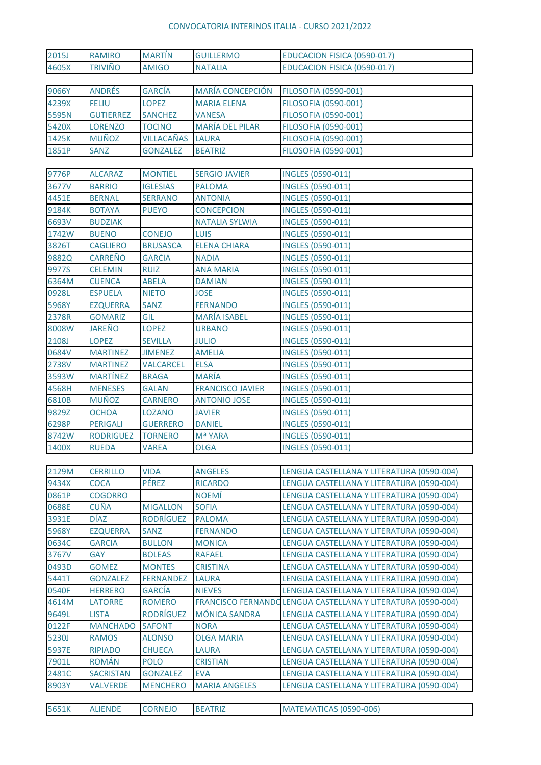| | | | | |
|---|---|---|---|---|
| 2015J | RAMIRO | MARTÍN | GUILLERMO | EDUCACION FISICA (0590-017) |
| 4605X | TRIVIÑO | AMIGO | NATALIA | EDUCACION FISICA (0590-017) |

| | | | | |
|---|---|---|---|---|
| 9066Y | ANDRÉS | GARCÍA | MARÍA CONCEPCIÓN | FILOSOFIA (0590-001) |
| 4239X | FELIU | LOPEZ | MARIA ELENA | FILOSOFIA (0590-001) |
| 5595N | GUTIERREZ | SANCHEZ | VANESA | FILOSOFIA (0590-001) |
| 5420X | LORENZO | TOCINO | MARÍA DEL PILAR | FILOSOFIA (0590-001) |
| 1425K | MUÑOZ | VILLACAÑAS | LAURA | FILOSOFIA (0590-001) |
| 1851P | SANZ | GONZALEZ | BEATRIZ | FILOSOFIA (0590-001) |

| | | | | |
|---|---|---|---|---|
| 9776P | ALCARAZ | MONTIEL | SERGIO JAVIER | INGLES (0590-011) |
| 3677V | BARRIO | IGLESIAS | PALOMA | INGLES (0590-011) |
| 4451E | BERNAL | SERRANO | ANTONIA | INGLES (0590-011) |
| 9184K | BOTAYA | PUEYO | CONCEPCION | INGLES (0590-011) |
| 6693V | BUDZIAK | | NATALIA SYLWIA | INGLES (0590-011) |
| 1742W | BUENO | CONEJO | LUIS | INGLES (0590-011) |
| 3826T | CAGLIERO | BRUSASCA | ELENA CHIARA | INGLES (0590-011) |
| 9882Q | CARREÑO | GARCIA | NADIA | INGLES (0590-011) |
| 9977S | CELEMIN | RUIZ | ANA MARIA | INGLES (0590-011) |
| 6364M | CUENCA | ABELA | DAMIAN | INGLES (0590-011) |
| 0928L | ESPUELA | NIETO | JOSE | INGLES (0590-011) |
| 5968Y | EZQUERRA | SANZ | FERNANDO | INGLES (0590-011) |
| 2378R | GOMARIZ | GIL | MARÍA ISABEL | INGLES (0590-011) |
| 8008W | JAREÑO | LOPEZ | URBANO | INGLES (0590-011) |
| 2108J | LOPEZ | SEVILLA | JULIO | INGLES (0590-011) |
| 0684V | MARTINEZ | JIMENEZ | AMELIA | INGLES (0590-011) |
| 2738V | MARTINEZ | VALCARCEL | ELSA | INGLES (0590-011) |
| 3593W | MARTÍNEZ | BRAGA | MARÍA | INGLES (0590-011) |
| 4568H | MENESES | GALAN | FRANCISCO JAVIER | INGLES (0590-011) |
| 6810B | MUÑOZ | CARNERO | ANTONIO JOSE | INGLES (0590-011) |
| 9829Z | OCHOA | LOZANO | JAVIER | INGLES (0590-011) |
| 6298P | PERIGALI | GUERRERO | DANIEL | INGLES (0590-011) |
| 8742W | RODRIGUEZ | TORNERO | Mª YARA | INGLES (0590-011) |
| 1400X | RUEDA | VAREA | OLGA | INGLES (0590-011) |

| | | | | |
|---|---|---|---|---|
| 2129M | CERRILLO | VIDA | ANGELES | LENGUA CASTELLANA Y LITERATURA (0590-004) |
| 9434X | COCA | PÉREZ | RICARDO | LENGUA CASTELLANA Y LITERATURA (0590-004) |
| 0861P | COGORRO | | NOEMÍ | LENGUA CASTELLANA Y LITERATURA (0590-004) |
| 0688E | CUÑA | MIGALLON | SOFIA | LENGUA CASTELLANA Y LITERATURA (0590-004) |
| 3931E | DÍAZ | RODRÍGUEZ | PALOMA | LENGUA CASTELLANA Y LITERATURA (0590-004) |
| 5968Y | EZQUERRA | SANZ | FERNANDO | LENGUA CASTELLANA Y LITERATURA (0590-004) |
| 0634C | GARCIA | BULLON | MONICA | LENGUA CASTELLANA Y LITERATURA (0590-004) |
| 3767V | GAY | BOLEAS | RAFAEL | LENGUA CASTELLANA Y LITERATURA (0590-004) |
| 0493D | GOMEZ | MONTES | CRISTINA | LENGUA CASTELLANA Y LITERATURA (0590-004) |
| 5441T | GONZALEZ | FERNANDEZ | LAURA | LENGUA CASTELLANA Y LITERATURA (0590-004) |
| 0540F | HERRERO | GARCÍA | NIEVES | LENGUA CASTELLANA Y LITERATURA (0590-004) |
| 4614M | LATORRE | ROMERO | FRANCISCO FERNANDO | LENGUA CASTELLANA Y LITERATURA (0590-004) |
| 9649L | LISTA | RODRÍGUEZ | MÓNICA SANDRA | LENGUA CASTELLANA Y LITERATURA (0590-004) |
| 0122F | MANCHADO | SAFONT | NORA | LENGUA CASTELLANA Y LITERATURA (0590-004) |
| 5230J | RAMOS | ALONSO | OLGA MARIA | LENGUA CASTELLANA Y LITERATURA (0590-004) |
| 5937E | RIPIADO | CHUECA | LAURA | LENGUA CASTELLANA Y LITERATURA (0590-004) |
| 7901L | ROMÁN | POLO | CRISTIAN | LENGUA CASTELLANA Y LITERATURA (0590-004) |
| 2481C | SACRISTAN | GONZALEZ | EVA | LENGUA CASTELLANA Y LITERATURA (0590-004) |
| 8903Y | VALVERDE | MENCHERO | MARIA ANGELES | LENGUA CASTELLANA Y LITERATURA (0590-004) |

| | | | | |
|---|---|---|---|---|
| 5651K | ALIENDE | CORNEJO | BEATRIZ | MATEMATICAS (0590-006) |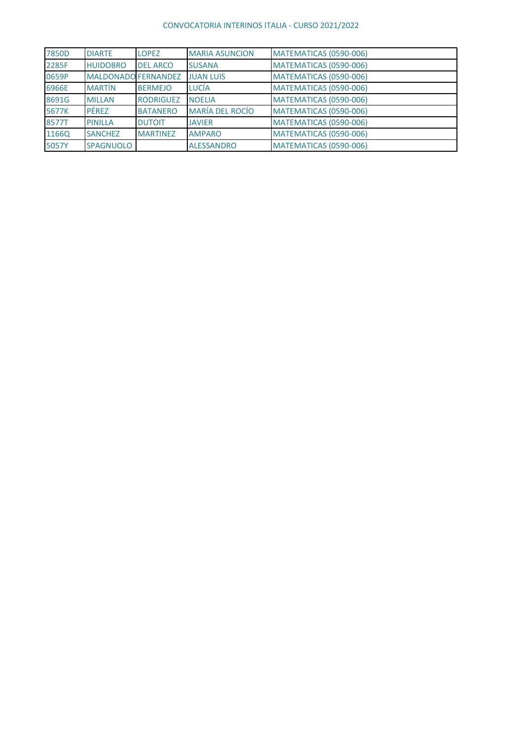| | | | | |
|---|---|---|---|---|
| 7850D | DIARTE | LOPEZ | MARIA ASUNCION | MATEMATICAS (0590-006) |
| 2285F | HUIDOBRO | DEL ARCO | SUSANA | MATEMATICAS (0590-006) |
| 0659P | MALDONADO | FERNANDEZ | JUAN LUIS | MATEMATICAS (0590-006) |
| 6966E | MARTÍN | BERMEJO | LUCÍA | MATEMATICAS (0590-006) |
| 8691G | MILLAN | RODRIGUEZ | NOELIA | MATEMATICAS (0590-006) |
| 5677K | PÉREZ | BATANERO | MARÍA DEL ROCÍO | MATEMATICAS (0590-006) |
| 8577T | PINILLA | DUTOIT | JAVIER | MATEMATICAS (0590-006) |
| 1166Q | SANCHEZ | MARTINEZ | AMPARO | MATEMATICAS (0590-006) |
| 5057Y | SPAGNUOLO | | ALESSANDRO | MATEMATICAS (0590-006) |